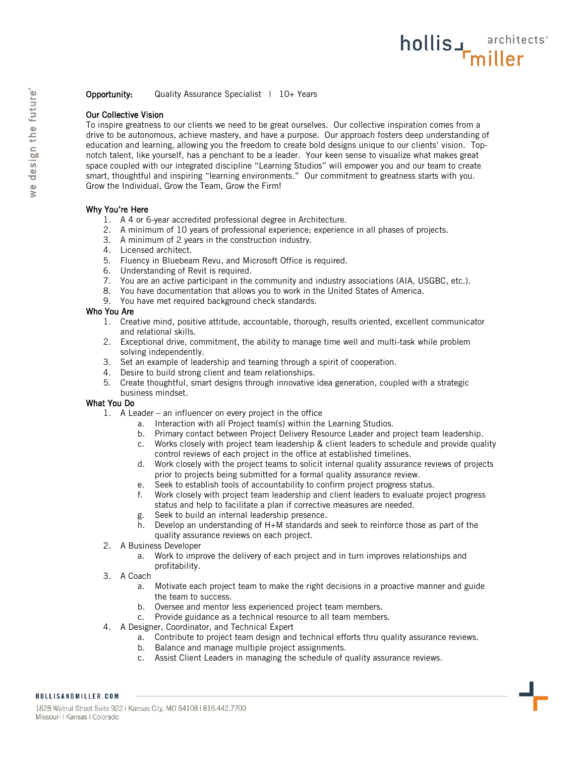**Opportunity:** Quality Assurance Specialist | 10+ Years

## Our Collective Vision

To inspire greatness to our clients we need to be great ourselves. Our collective inspiration comes from a drive to be autonomous, achieve mastery, and have a purpose. Our approach fosters deep understanding of education and learning, allowing you the freedom to create bold designs unique to our clients' vision. Top-notch talent, like yourself, has a penchant to be a leader. Your keen sense to visualize what makes great space coupled with our integrated discipline "Learning Studios" will empower you and our team to create smart, thoughtful and inspiring "learning environments." Our commitment to greatness starts with you. Grow the Individual, Grow the Team, Grow the Firm!

## Why You're Here

1. A 4 or 6-year accredited professional degree in Architecture.
2. A minimum of 10 years of professional experience; experience in all phases of projects.
3. A minimum of 2 years in the construction industry.
4. Licensed architect.
5. Fluency in Bluebeam Revu, and Microsoft Office is required.
6. Understanding of Revit is required.
7. You are an active participant in the community and industry associations (AIA, USGBC, etc.).
8. You have documentation that allows you to work in the United States of America.
9. You have met required background check standards.

## Who You Are

1. Creative mind, positive attitude, accountable, thorough, results oriented, excellent communicator and relational skills.
2. Exceptional drive, commitment, the ability to manage time well and multi-task while problem solving independently.
3. Set an example of leadership and teaming through a spirit of cooperation.
4. Desire to build strong client and team relationships.
5. Create thoughtful, smart designs through innovative idea generation, coupled with a strategic business mindset.

## What You Do

1. A Leader – an influencer on every project in the office
   a. Interaction with all Project team(s) within the Learning Studios.
   b. Primary contact between Project Delivery Resource Leader and project team leadership.
   c. Works closely with project team leadership & client leaders to schedule and provide quality control reviews of each project in the office at established timelines.
   d. Work closely with the project teams to solicit internal quality assurance reviews of projects prior to projects being submitted for a formal quality assurance review.
   e. Seek to establish tools of accountability to confirm project progress status.
   f. Work closely with project team leadership and client leaders to evaluate project progress status and help to facilitate a plan if corrective measures are needed.
   g. Seek to build an internal leadership presence.
   h. Develop an understanding of H+M standards and seek to reinforce those as part of the quality assurance reviews on each project.
2. A Business Developer
   a. Work to improve the delivery of each project and in turn improves relationships and profitability.
3. A Coach
   a. Motivate each project team to make the right decisions in a proactive manner and guide the team to success.
   b. Oversee and mentor less experienced project team members.
   c. Provide guidance as a technical resource to all team members.
4. A Designer, Coordinator, and Technical Expert
   a. Contribute to project team design and technical efforts thru quality assurance reviews.
   b. Balance and manage multiple project assignments.
   c. Assist Client Leaders in managing the schedule of quality assurance reviews.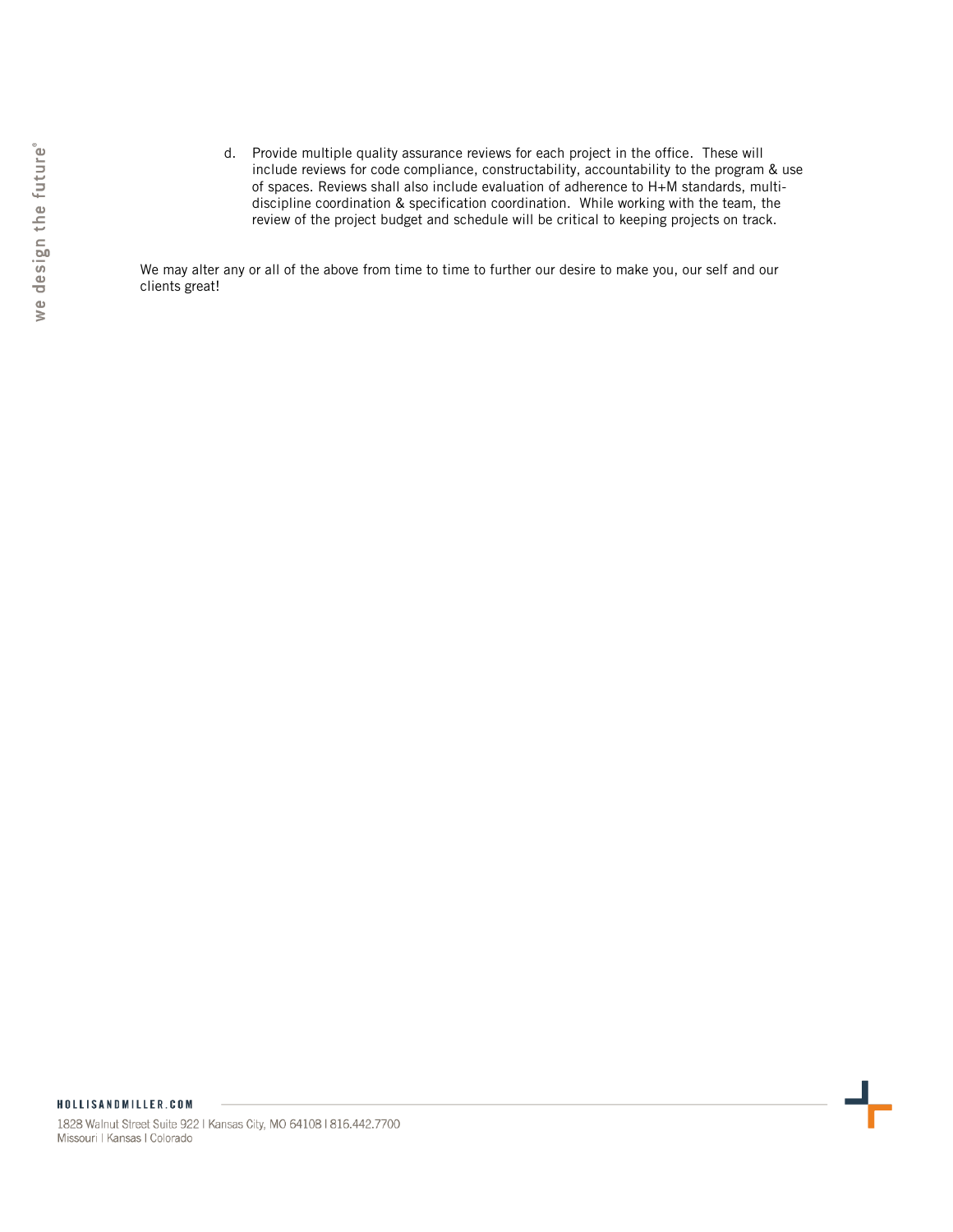d. Provide multiple quality assurance reviews for each project in the office. These will include reviews for code compliance, constructability, accountability to the program & use of spaces. Reviews shall also include evaluation of adherence to H+M standards, multi-discipline coordination & specification coordination. While working with the team, the review of the project budget and schedule will be critical to keeping projects on track.

We may alter any or all of the above from time to time to further our desire to make you, our self and our clients great!